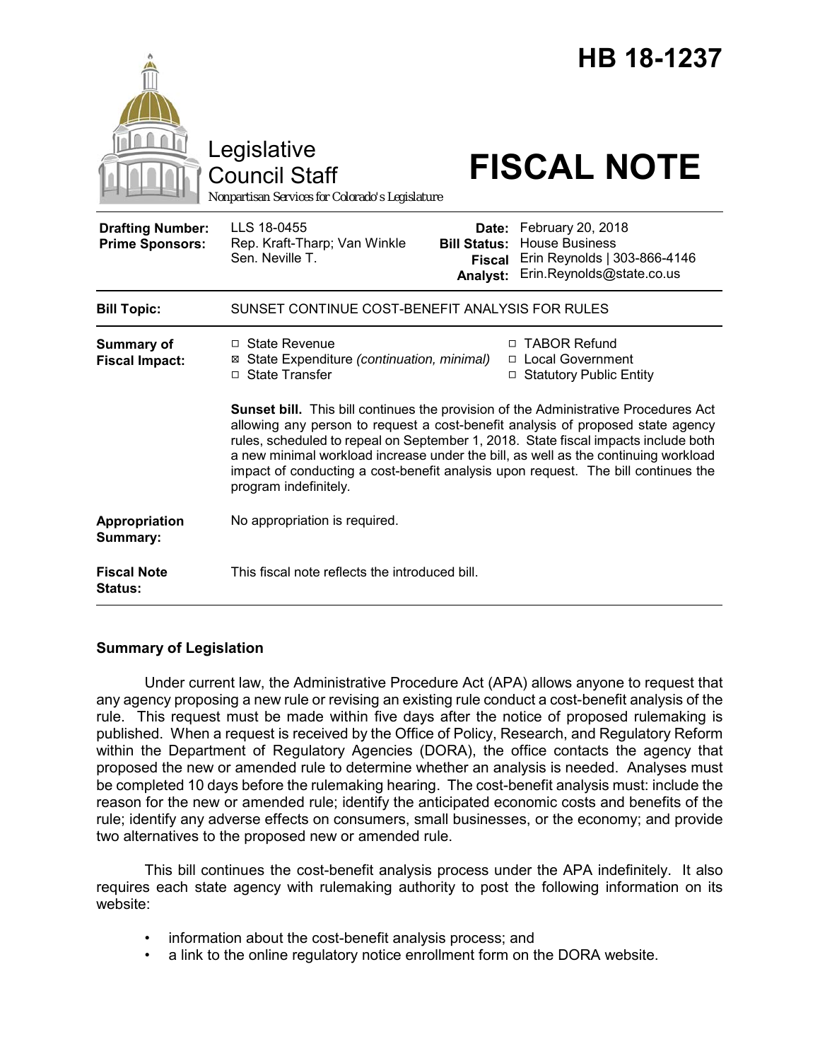# HB 18-1237

Legislative Council Staff

*Nonpartisan Services for Colorado's Legislature*

# FISCAL NOTE

| | | | |
|---|---|---|---|
| **Drafting Number:** | LLS 18-0455 | **Date:** | February 20, 2018 |
| **Prime Sponsors:** | Rep. Kraft-Tharp; Van Winkle<br>Sen. Neville T. | **Bill Status:** | House Business |
| | | **Fiscal Analyst:** | Erin Reynolds \| 303-866-4146<br>Erin.Reynolds@state.co.us |

| | |
|---|---|
| **Bill Topic:** | SUNSET CONTINUE COST-BENEFIT ANALYSIS FOR RULES |

**Summary of Fiscal Impact:**

- ☐ State Revenue
- ☒ State Expenditure *(continuation, minimal)*
- ☐ State Transfer
- ☐ TABOR Refund
- ☐ Local Government
- ☐ Statutory Public Entity

**Sunset bill.** This bill continues the provision of the Administrative Procedures Act allowing any person to request a cost-benefit analysis of proposed state agency rules, scheduled to repeal on September 1, 2018. State fiscal impacts include both a new minimal workload increase under the bill, as well as the continuing workload impact of conducting a cost-benefit analysis upon request. The bill continues the program indefinitely.

**Appropriation Summary:** No appropriation is required.

**Fiscal Note Status:** This fiscal note reflects the introduced bill.

## Summary of Legislation

Under current law, the Administrative Procedure Act (APA) allows anyone to request that any agency proposing a new rule or revising an existing rule conduct a cost-benefit analysis of the rule. This request must be made within five days after the notice of proposed rulemaking is published. When a request is received by the Office of Policy, Research, and Regulatory Reform within the Department of Regulatory Agencies (DORA), the office contacts the agency that proposed the new or amended rule to determine whether an analysis is needed. Analyses must be completed 10 days before the rulemaking hearing. The cost-benefit analysis must: include the reason for the new or amended rule; identify the anticipated economic costs and benefits of the rule; identify any adverse effects on consumers, small businesses, or the economy; and provide two alternatives to the proposed new or amended rule.

This bill continues the cost-benefit analysis process under the APA indefinitely. It also requires each state agency with rulemaking authority to post the following information on its website:

- information about the cost-benefit analysis process; and
- a link to the online regulatory notice enrollment form on the DORA website.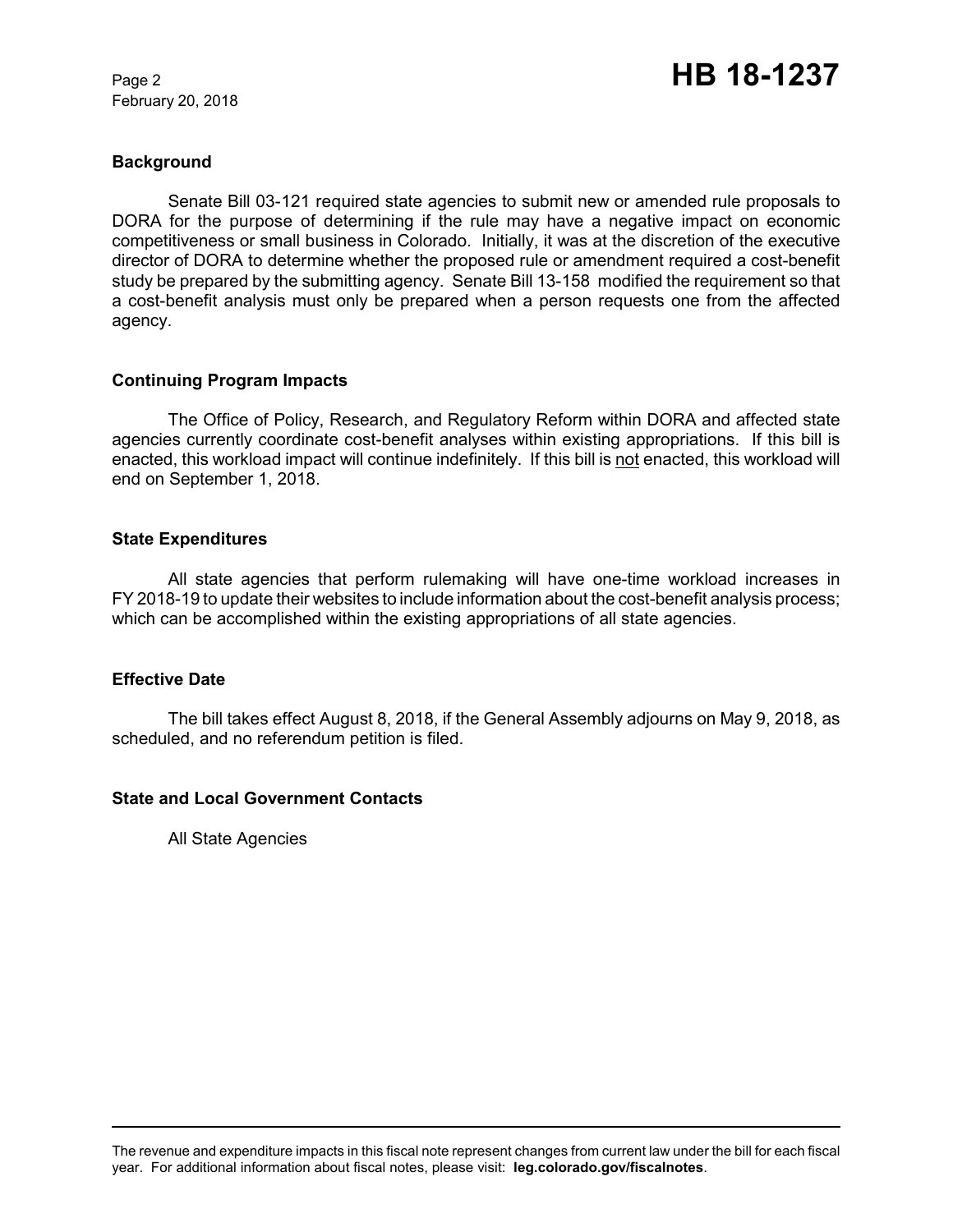## Background

Senate Bill 03-121 required state agencies to submit new or amended rule proposals to DORA for the purpose of determining if the rule may have a negative impact on economic competitiveness or small business in Colorado. Initially, it was at the discretion of the executive director of DORA to determine whether the proposed rule or amendment required a cost-benefit study be prepared by the submitting agency. Senate Bill 13-158 modified the requirement so that a cost-benefit analysis must only be prepared when a person requests one from the affected agency.

## Continuing Program Impacts

The Office of Policy, Research, and Regulatory Reform within DORA and affected state agencies currently coordinate cost-benefit analyses within existing appropriations. If this bill is enacted, this workload impact will continue indefinitely. If this bill is not enacted, this workload will end on September 1, 2018.

## State Expenditures

All state agencies that perform rulemaking will have one-time workload increases in FY 2018-19 to update their websites to include information about the cost-benefit analysis process; which can be accomplished within the existing appropriations of all state agencies.

## Effective Date

The bill takes effect August 8, 2018, if the General Assembly adjourns on May 9, 2018, as scheduled, and no referendum petition is filed.

## State and Local Government Contacts

All State Agencies

The revenue and expenditure impacts in this fiscal note represent changes from current law under the bill for each fiscal year. For additional information about fiscal notes, please visit: **leg.colorado.gov/fiscalnotes**.